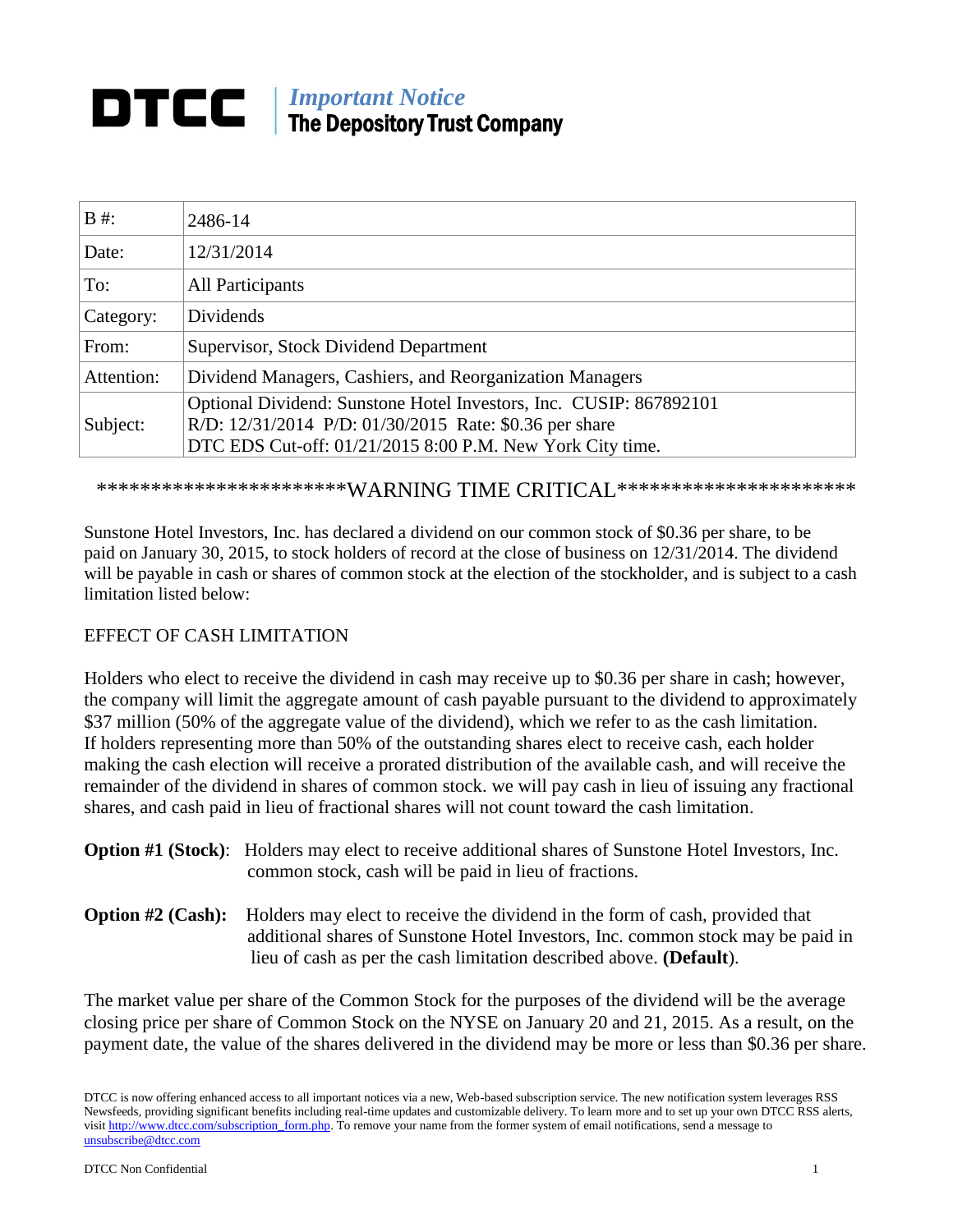# DTCC

*Important Notice*
**The Depository Trust Company**

| B #: | 2486-14 |
|---|---|
| Date: | 12/31/2014 |
| To: | All Participants |
| Category: | Dividends |
| From: | Supervisor, Stock Dividend Department |
| Attention: | Dividend Managers, Cashiers, and Reorganization Managers |
| Subject: | Optional Dividend: Sunstone Hotel Investors, Inc. CUSIP: 867892101<br>R/D: 12/31/2014 P/D: 01/30/2015 Rate: $0.36 per share<br>DTC EDS Cut-off: 01/21/2015 8:00 P.M. New York City time. |

**********************WARNING TIME CRITICAL**********************

Sunstone Hotel Investors, Inc. has declared a dividend on our common stock of $0.36 per share, to be paid on January 30, 2015, to stock holders of record at the close of business on 12/31/2014. The dividend will be payable in cash or shares of common stock at the election of the stockholder, and is subject to a cash limitation listed below:

EFFECT OF CASH LIMITATION

Holders who elect to receive the dividend in cash may receive up to $0.36 per share in cash; however, the company will limit the aggregate amount of cash payable pursuant to the dividend to approximately $37 million (50% of the aggregate value of the dividend), which we refer to as the cash limitation. If holders representing more than 50% of the outstanding shares elect to receive cash, each holder making the cash election will receive a prorated distribution of the available cash, and will receive the remainder of the dividend in shares of common stock. we will pay cash in lieu of issuing any fractional shares, and cash paid in lieu of fractional shares will not count toward the cash limitation.

**Option #1 (Stock)**: Holders may elect to receive additional shares of Sunstone Hotel Investors, Inc. common stock, cash will be paid in lieu of fractions.

**Option #2 (Cash):** Holders may elect to receive the dividend in the form of cash, provided that additional shares of Sunstone Hotel Investors, Inc. common stock may be paid in lieu of cash as per the cash limitation described above. **(Default**).

The market value per share of the Common Stock for the purposes of the dividend will be the average closing price per share of Common Stock on the NYSE on January 20 and 21, 2015. As a result, on the payment date, the value of the shares delivered in the dividend may be more or less than $0.36 per share.

DTCC is now offering enhanced access to all important notices via a new, Web-based subscription service. The new notification system leverages RSS Newsfeeds, providing significant benefits including real-time updates and customizable delivery. To learn more and to set up your own DTCC RSS alerts, visit http://www.dtcc.com/subscription_form.php. To remove your name from the former system of email notifications, send a message to unsubscribe@dtcc.com

DTCC Non Confidential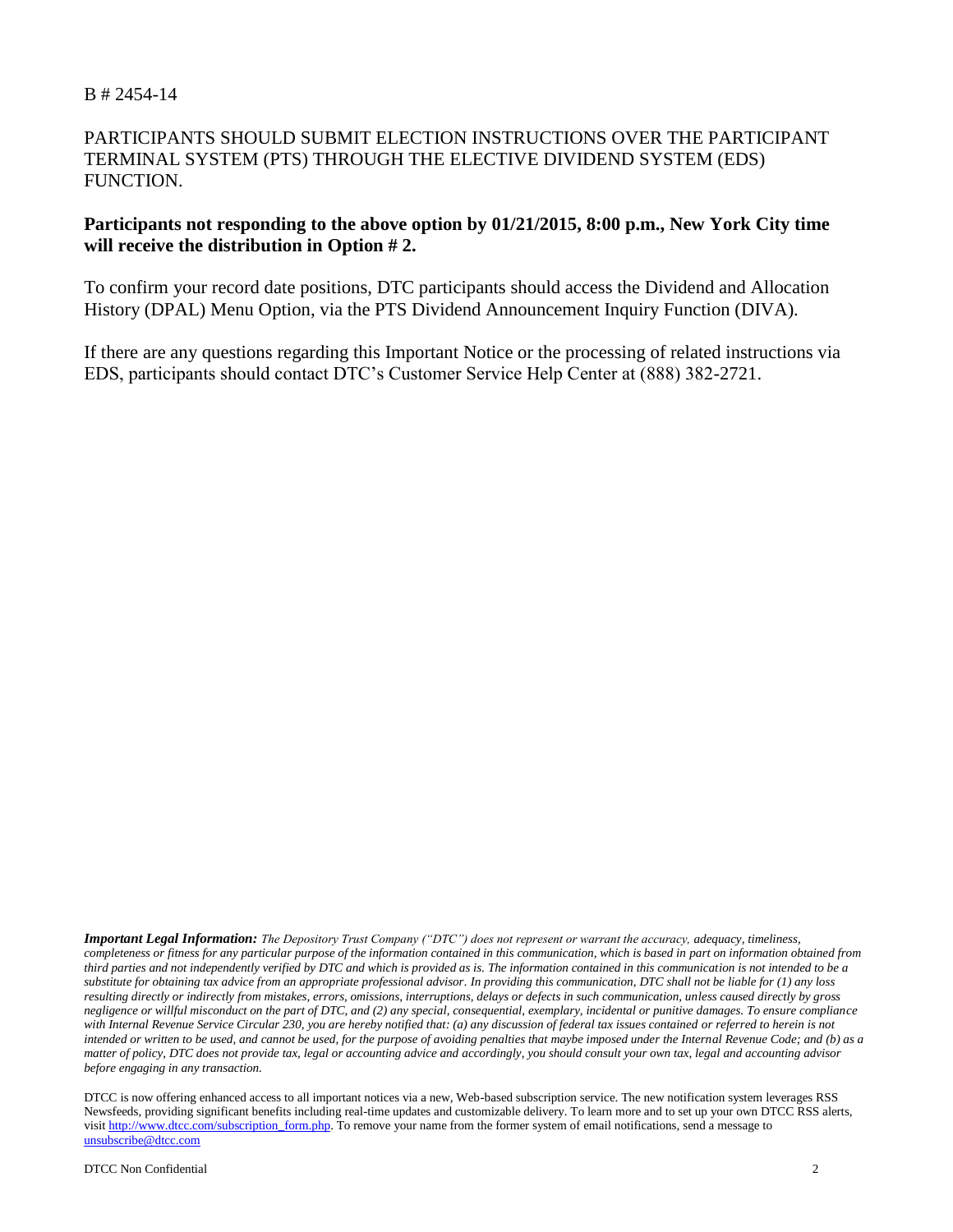B # 2454-14

PARTICIPANTS SHOULD SUBMIT ELECTION INSTRUCTIONS OVER THE PARTICIPANT TERMINAL SYSTEM (PTS) THROUGH THE ELECTIVE DIVIDEND SYSTEM (EDS) FUNCTION.

**Participants not responding to the above option by 01/21/2015, 8:00 p.m., New York City time will receive the distribution in Option # 2.**

To confirm your record date positions, DTC participants should access the Dividend and Allocation History (DPAL) Menu Option, via the PTS Dividend Announcement Inquiry Function (DIVA).

If there are any questions regarding this Important Notice or the processing of related instructions via EDS, participants should contact DTC's Customer Service Help Center at (888) 382-2721.

***Important Legal Information:*** *The Depository Trust Company ("DTC") does not represent or warrant the accuracy, adequacy, timeliness, completeness or fitness for any particular purpose of the information contained in this communication, which is based in part on information obtained from third parties and not independently verified by DTC and which is provided as is. The information contained in this communication is not intended to be a substitute for obtaining tax advice from an appropriate professional advisor. In providing this communication, DTC shall not be liable for (1) any loss resulting directly or indirectly from mistakes, errors, omissions, interruptions, delays or defects in such communication, unless caused directly by gross negligence or willful misconduct on the part of DTC, and (2) any special, consequential, exemplary, incidental or punitive damages. To ensure compliance with Internal Revenue Service Circular 230, you are hereby notified that: (a) any discussion of federal tax issues contained or referred to herein is not intended or written to be used, and cannot be used, for the purpose of avoiding penalties that maybe imposed under the Internal Revenue Code; and (b) as a matter of policy, DTC does not provide tax, legal or accounting advice and accordingly, you should consult your own tax, legal and accounting advisor before engaging in any transaction.*

DTCC is now offering enhanced access to all important notices via a new, Web-based subscription service. The new notification system leverages RSS Newsfeeds, providing significant benefits including real-time updates and customizable delivery. To learn more and to set up your own DTCC RSS alerts, visit http://www.dtcc.com/subscription_form.php. To remove your name from the former system of email notifications, send a message to unsubscribe@dtcc.com

DTCC Non Confidential